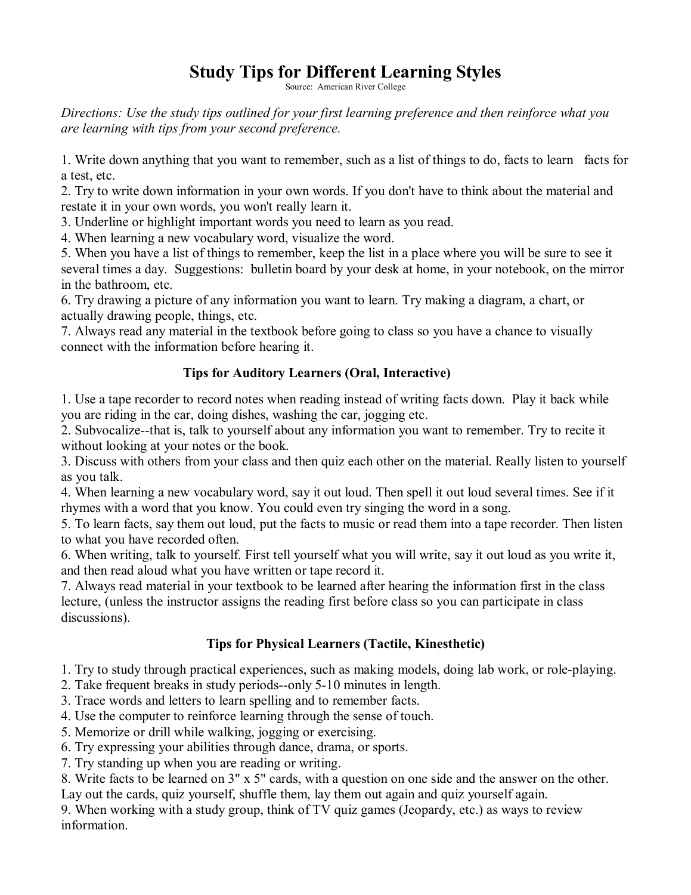# Study Tips for Different Learning Styles

Source: American River College

*Directions: Use the study tips outlined for your first learning preference and then reinforce what you are learning with tips from your second preference.*

1. Write down anything that you want to remember, such as a list of things to do, facts to learn facts for a test, etc.
2. Try to write down information in your own words. If you don't have to think about the material and restate it in your own words, you won't really learn it.
3. Underline or highlight important words you need to learn as you read.
4. When learning a new vocabulary word, visualize the word.
5. When you have a list of things to remember, keep the list in a place where you will be sure to see it several times a day. Suggestions: bulletin board by your desk at home, in your notebook, on the mirror in the bathroom, etc.
6. Try drawing a picture of any information you want to learn. Try making a diagram, a chart, or actually drawing people, things, etc.
7. Always read any material in the textbook before going to class so you have a chance to visually connect with the information before hearing it.

### Tips for Auditory Learners (Oral, Interactive)

1. Use a tape recorder to record notes when reading instead of writing facts down. Play it back while you are riding in the car, doing dishes, washing the car, jogging etc.
2. Subvocalize--that is, talk to yourself about any information you want to remember. Try to recite it without looking at your notes or the book.
3. Discuss with others from your class and then quiz each other on the material. Really listen to yourself as you talk.
4. When learning a new vocabulary word, say it out loud. Then spell it out loud several times. See if it rhymes with a word that you know. You could even try singing the word in a song.
5. To learn facts, say them out loud, put the facts to music or read them into a tape recorder. Then listen to what you have recorded often.
6. When writing, talk to yourself. First tell yourself what you will write, say it out loud as you write it, and then read aloud what you have written or tape record it.
7. Always read material in your textbook to be learned after hearing the information first in the class lecture, (unless the instructor assigns the reading first before class so you can participate in class discussions).

### Tips for Physical Learners (Tactile, Kinesthetic)

1. Try to study through practical experiences, such as making models, doing lab work, or role-playing.
2. Take frequent breaks in study periods--only 5-10 minutes in length.
3. Trace words and letters to learn spelling and to remember facts.
4. Use the computer to reinforce learning through the sense of touch.
5. Memorize or drill while walking, jogging or exercising.
6. Try expressing your abilities through dance, drama, or sports.
7. Try standing up when you are reading or writing.
8. Write facts to be learned on 3" x 5" cards, with a question on one side and the answer on the other. Lay out the cards, quiz yourself, shuffle them, lay them out again and quiz yourself again.
9. When working with a study group, think of TV quiz games (Jeopardy, etc.) as ways to review information.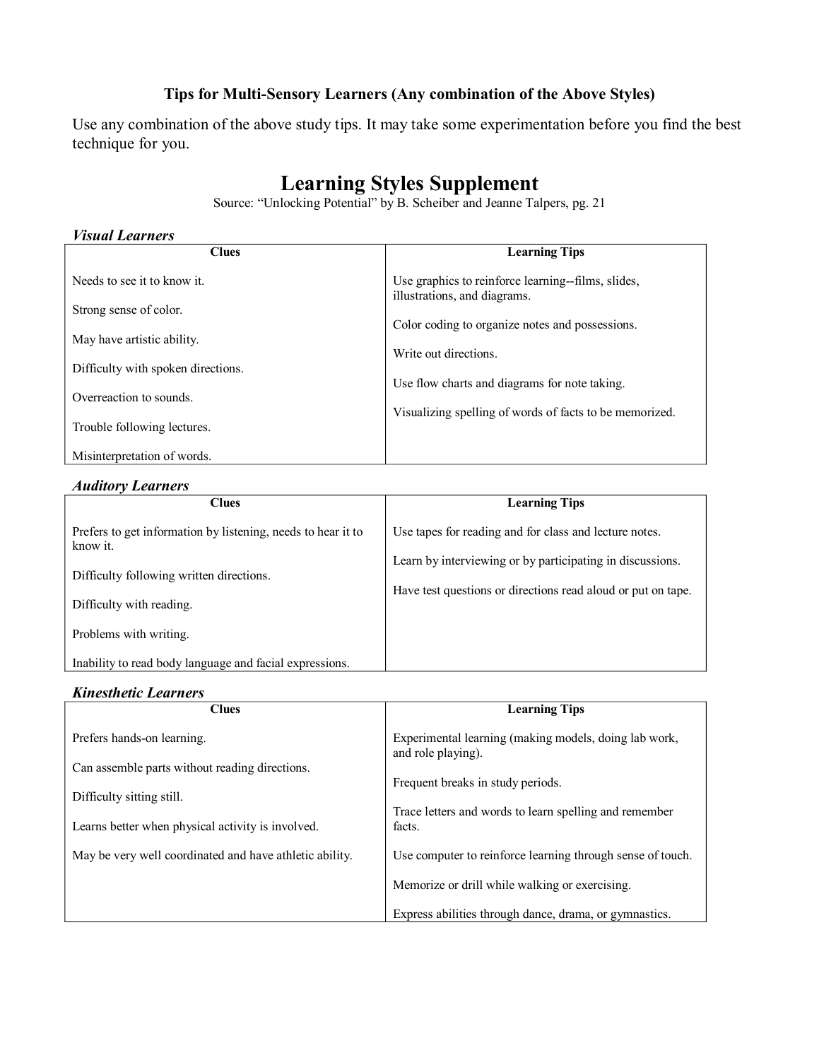**Tips for Multi-Sensory Learners (Any combination of the Above Styles)**

Use any combination of the above study tips. It may take some experimentation before you find the best technique for you.

# Learning Styles Supplement

Source: "Unlocking Potential" by B. Scheiber and Jeanne Talpers, pg. 21

### *Visual Learners*

| Clues | Learning Tips |
|---|---|
| Needs to see it to know it.<br><br>Strong sense of color.<br><br>May have artistic ability.<br><br>Difficulty with spoken directions.<br><br>Overreaction to sounds.<br><br>Trouble following lectures.<br><br>Misinterpretation of words. | Use graphics to reinforce learning--films, slides, illustrations, and diagrams.<br><br>Color coding to organize notes and possessions.<br><br>Write out directions.<br><br>Use flow charts and diagrams for note taking.<br><br>Visualizing spelling of words of facts to be memorized. |

### *Auditory Learners*

| Clues | Learning Tips |
|---|---|
| Prefers to get information by listening, needs to hear it to know it.<br><br>Difficulty following written directions.<br><br>Difficulty with reading.<br><br>Problems with writing.<br><br>Inability to read body language and facial expressions. | Use tapes for reading and for class and lecture notes.<br><br>Learn by interviewing or by participating in discussions.<br><br>Have test questions or directions read aloud or put on tape. |

### *Kinesthetic Learners*

| Clues | Learning Tips |
|---|---|
| Prefers hands-on learning.<br><br>Can assemble parts without reading directions.<br><br>Difficulty sitting still.<br><br>Learns better when physical activity is involved.<br><br>May be very well coordinated and have athletic ability. | Experimental learning (making models, doing lab work, and role playing).<br><br>Frequent breaks in study periods.<br><br>Trace letters and words to learn spelling and remember facts.<br><br>Use computer to reinforce learning through sense of touch.<br><br>Memorize or drill while walking or exercising.<br><br>Express abilities through dance, drama, or gymnastics. |